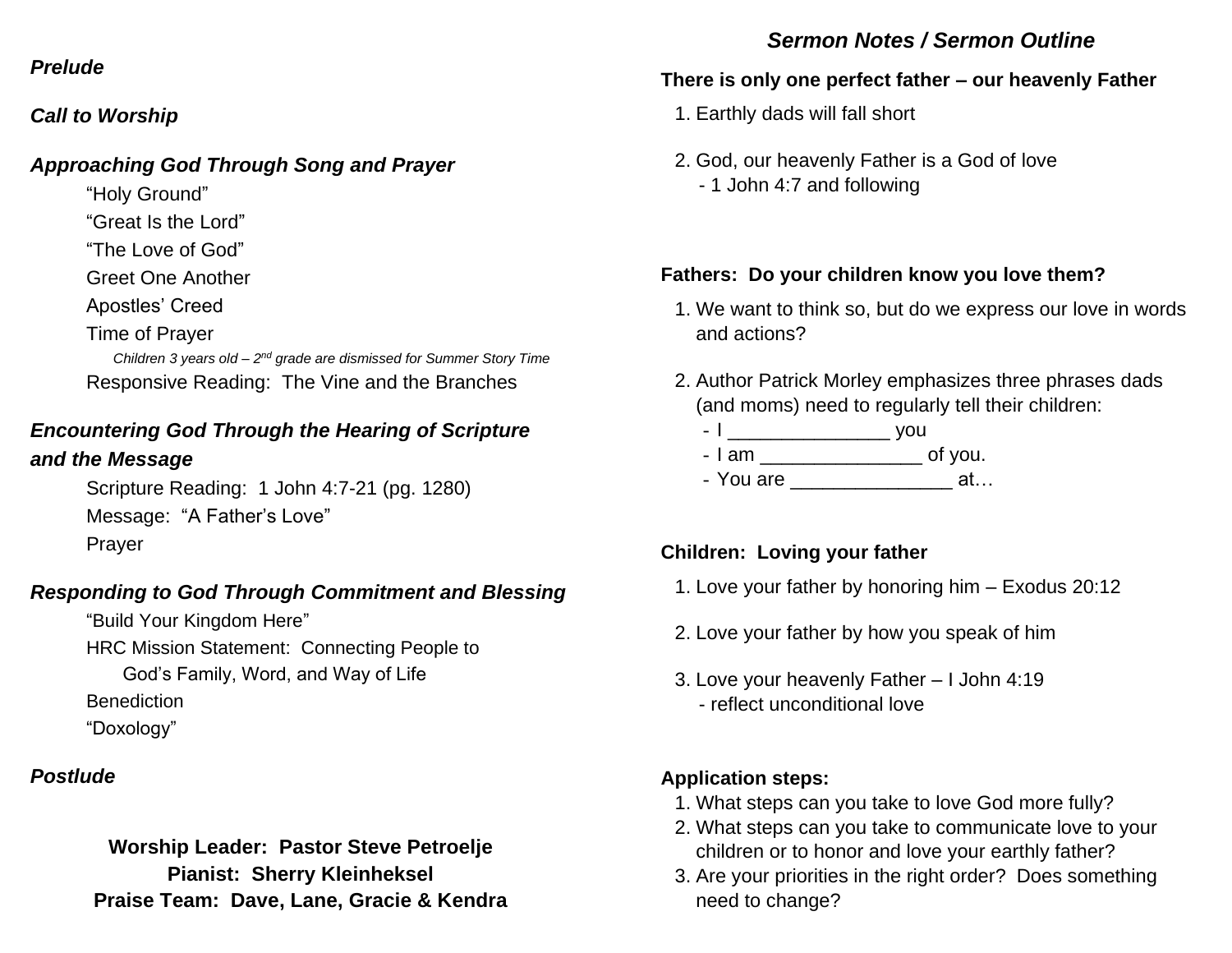***Prelude***

***Call to Worship***

***Approaching God Through Song and Prayer***

"Holy Ground"
"Great Is the Lord"
"The Love of God"
Greet One Another
Apostles' Creed
Time of Prayer

*Children 3 years old – 2nd grade are dismissed for Summer Story Time*

Responsive Reading: The Vine and the Branches

***Encountering God Through the Hearing of Scripture and the Message***

Scripture Reading: 1 John 4:7-21 (pg. 1280)
Message: "A Father's Love"
Prayer

***Responding to God Through Commitment and Blessing***

"Build Your Kingdom Here"
HRC Mission Statement: Connecting People to God's Family, Word, and Way of Life
Benediction
"Doxology"

***Postlude***

**Worship Leader: Pastor Steve Petroelje**
**Pianist: Sherry Kleinheksel**
**Praise Team: Dave, Lane, Gracie & Kendra**

## *Sermon Notes / Sermon Outline*

**There is only one perfect father – our heavenly Father**

1. Earthly dads will fall short
2. God, our heavenly Father is a God of love
   - 1 John 4:7 and following

**Fathers: Do your children know you love them?**

1. We want to think so, but do we express our love in words and actions?
2. Author Patrick Morley emphasizes three phrases dads (and moms) need to regularly tell their children:
   - I _______________ you
   - I am _______________ of you.
   - You are _______________ at…

**Children: Loving your father**

1. Love your father by honoring him – Exodus 20:12
2. Love your father by how you speak of him
3. Love your heavenly Father – I John 4:19
   - reflect unconditional love

**Application steps:**

1. What steps can you take to love God more fully?
2. What steps can you take to communicate love to your children or to honor and love your earthly father?
3. Are your priorities in the right order? Does something need to change?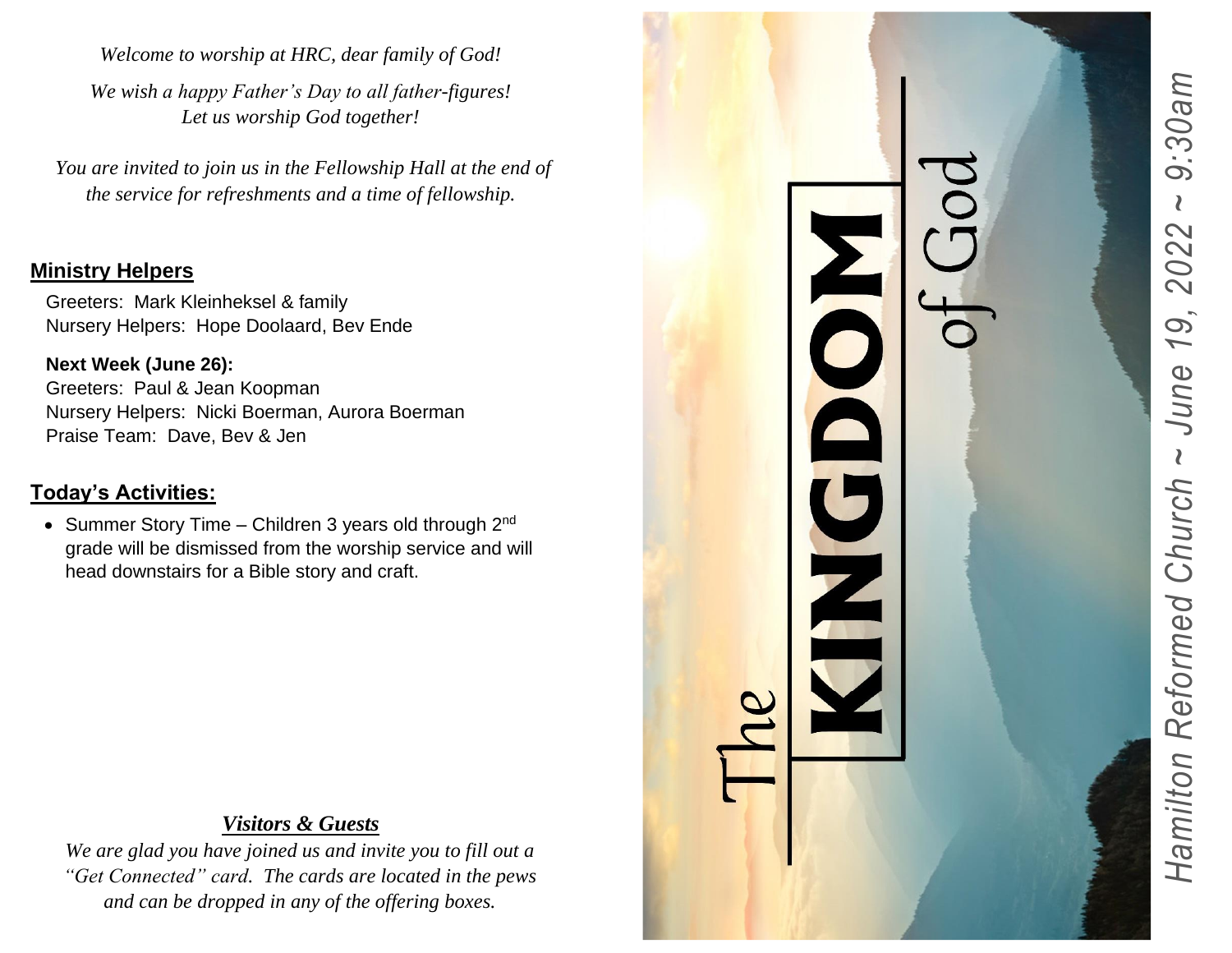*Welcome to worship at HRC, dear family of God!*

*We wish a happy Father's Day to all father-figures!*
*Let us worship God together!*

*You are invited to join us in the Fellowship Hall at the end of the service for refreshments and a time of fellowship.*

## Ministry Helpers

Greeters: Mark Kleinheksel & family
Nursery Helpers: Hope Doolaard, Bev Ende

**Next Week (June 26):**
Greeters: Paul & Jean Koopman
Nursery Helpers: Nicki Boerman, Aurora Boerman
Praise Team: Dave, Bev & Jen

## Today's Activities:

- Summer Story Time – Children 3 years old through 2nd grade will be dismissed from the worship service and will head downstairs for a Bible story and craft.

***Visitors & Guests***

*We are glad you have joined us and invite you to fill out a "Get Connected" card. The cards are located in the pews and can be dropped in any of the offering boxes.*

# The KINGDOM of God

*Hamilton Reformed Church ~ June 19, 2022 ~ 9:30am*